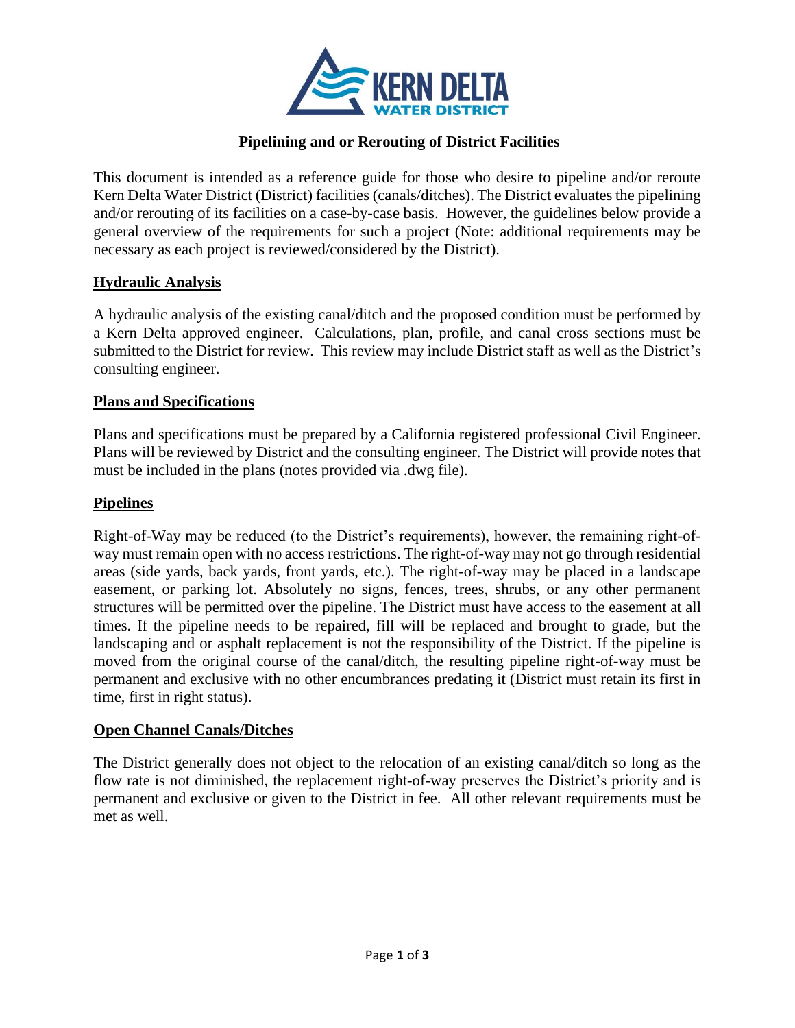# Pipelining and or Rerouting of District Facilities

This document is intended as a reference guide for those who desire to pipeline and/or reroute Kern Delta Water District (District) facilities (canals/ditches). The District evaluates the pipelining and/or rerouting of its facilities on a case-by-case basis. However, the guidelines below provide a general overview of the requirements for such a project (Note: additional requirements may be necessary as each project is reviewed/considered by the District).

## Hydraulic Analysis

A hydraulic analysis of the existing canal/ditch and the proposed condition must be performed by a Kern Delta approved engineer. Calculations, plan, profile, and canal cross sections must be submitted to the District for review. This review may include District staff as well as the District's consulting engineer.

## Plans and Specifications

Plans and specifications must be prepared by a California registered professional Civil Engineer. Plans will be reviewed by District and the consulting engineer. The District will provide notes that must be included in the plans (notes provided via .dwg file).

## Pipelines

Right-of-Way may be reduced (to the District's requirements), however, the remaining right-of-way must remain open with no access restrictions. The right-of-way may not go through residential areas (side yards, back yards, front yards, etc.). The right-of-way may be placed in a landscape easement, or parking lot. Absolutely no signs, fences, trees, shrubs, or any other permanent structures will be permitted over the pipeline. The District must have access to the easement at all times. If the pipeline needs to be repaired, fill will be replaced and brought to grade, but the landscaping and or asphalt replacement is not the responsibility of the District. If the pipeline is moved from the original course of the canal/ditch, the resulting pipeline right-of-way must be permanent and exclusive with no other encumbrances predating it (District must retain its first in time, first in right status).

## Open Channel Canals/Ditches

The District generally does not object to the relocation of an existing canal/ditch so long as the flow rate is not diminished, the replacement right-of-way preserves the District's priority and is permanent and exclusive or given to the District in fee. All other relevant requirements must be met as well.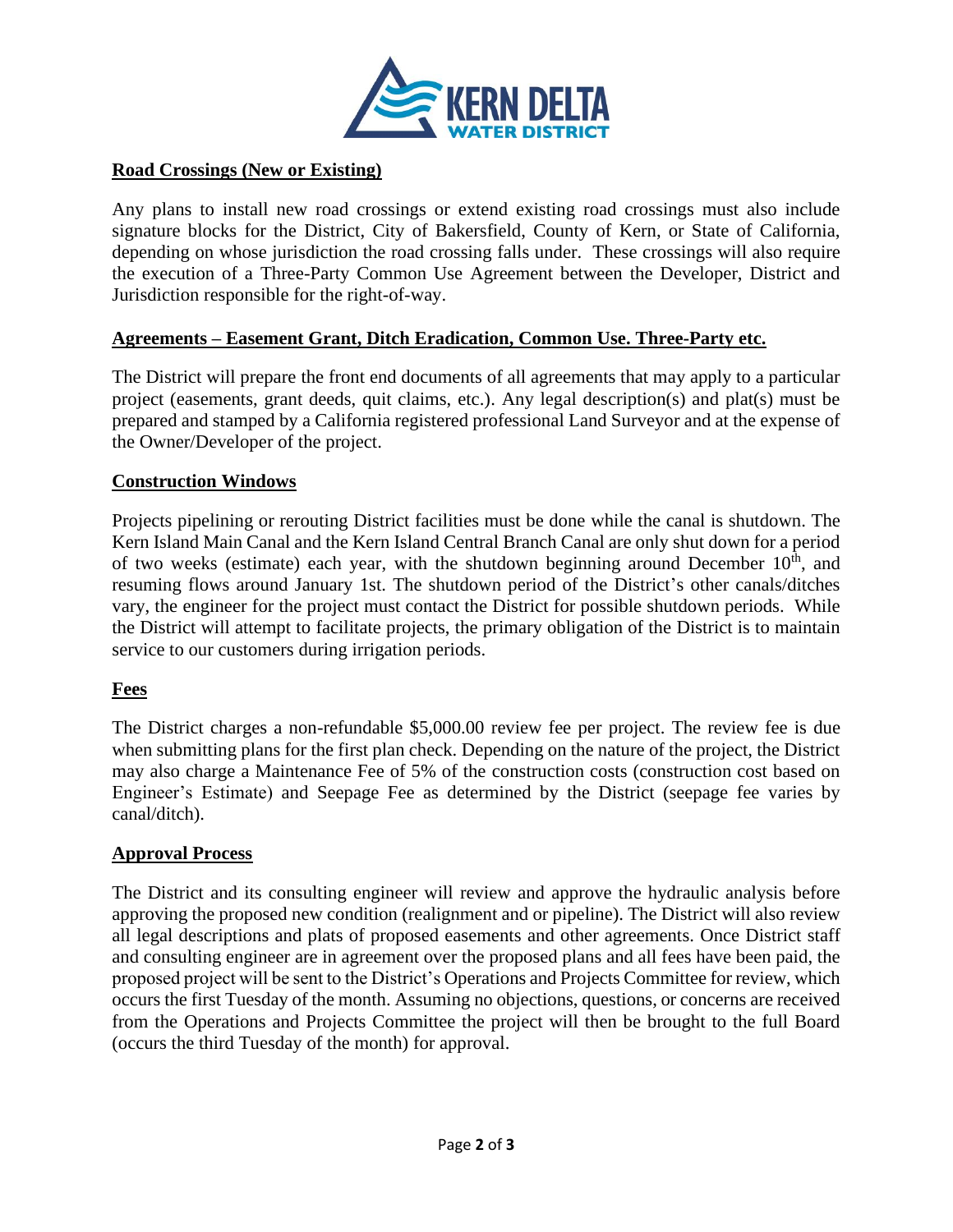## Road Crossings (New or Existing)

Any plans to install new road crossings or extend existing road crossings must also include signature blocks for the District, City of Bakersfield, County of Kern, or State of California, depending on whose jurisdiction the road crossing falls under. These crossings will also require the execution of a Three-Party Common Use Agreement between the Developer, District and Jurisdiction responsible for the right-of-way.

## Agreements – Easement Grant, Ditch Eradication, Common Use. Three-Party etc.

The District will prepare the front end documents of all agreements that may apply to a particular project (easements, grant deeds, quit claims, etc.). Any legal description(s) and plat(s) must be prepared and stamped by a California registered professional Land Surveyor and at the expense of the Owner/Developer of the project.

## Construction Windows

Projects pipelining or rerouting District facilities must be done while the canal is shutdown. The Kern Island Main Canal and the Kern Island Central Branch Canal are only shut down for a period of two weeks (estimate) each year, with the shutdown beginning around December 10th, and resuming flows around January 1st. The shutdown period of the District's other canals/ditches vary, the engineer for the project must contact the District for possible shutdown periods. While the District will attempt to facilitate projects, the primary obligation of the District is to maintain service to our customers during irrigation periods.

## Fees

The District charges a non-refundable $5,000.00 review fee per project. The review fee is due when submitting plans for the first plan check. Depending on the nature of the project, the District may also charge a Maintenance Fee of 5% of the construction costs (construction cost based on Engineer's Estimate) and Seepage Fee as determined by the District (seepage fee varies by canal/ditch).

## Approval Process

The District and its consulting engineer will review and approve the hydraulic analysis before approving the proposed new condition (realignment and or pipeline). The District will also review all legal descriptions and plats of proposed easements and other agreements. Once District staff and consulting engineer are in agreement over the proposed plans and all fees have been paid, the proposed project will be sent to the District's Operations and Projects Committee for review, which occurs the first Tuesday of the month. Assuming no objections, questions, or concerns are received from the Operations and Projects Committee the project will then be brought to the full Board (occurs the third Tuesday of the month) for approval.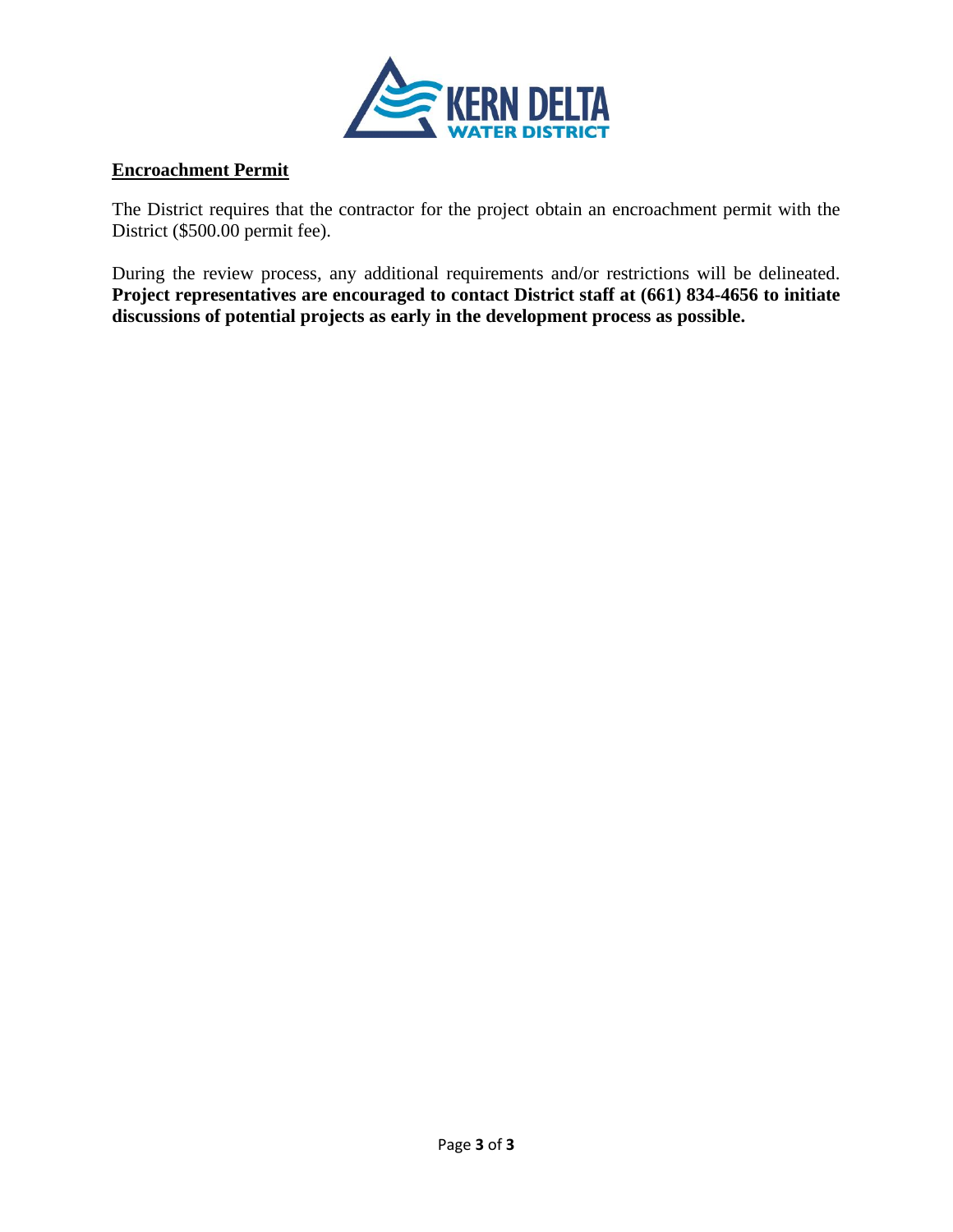**Encroachment Permit**

The District requires that the contractor for the project obtain an encroachment permit with the District ($500.00 permit fee).

During the review process, any additional requirements and/or restrictions will be delineated. **Project representatives are encouraged to contact District staff at (661) 834-4656 to initiate discussions of potential projects as early in the development process as possible.**